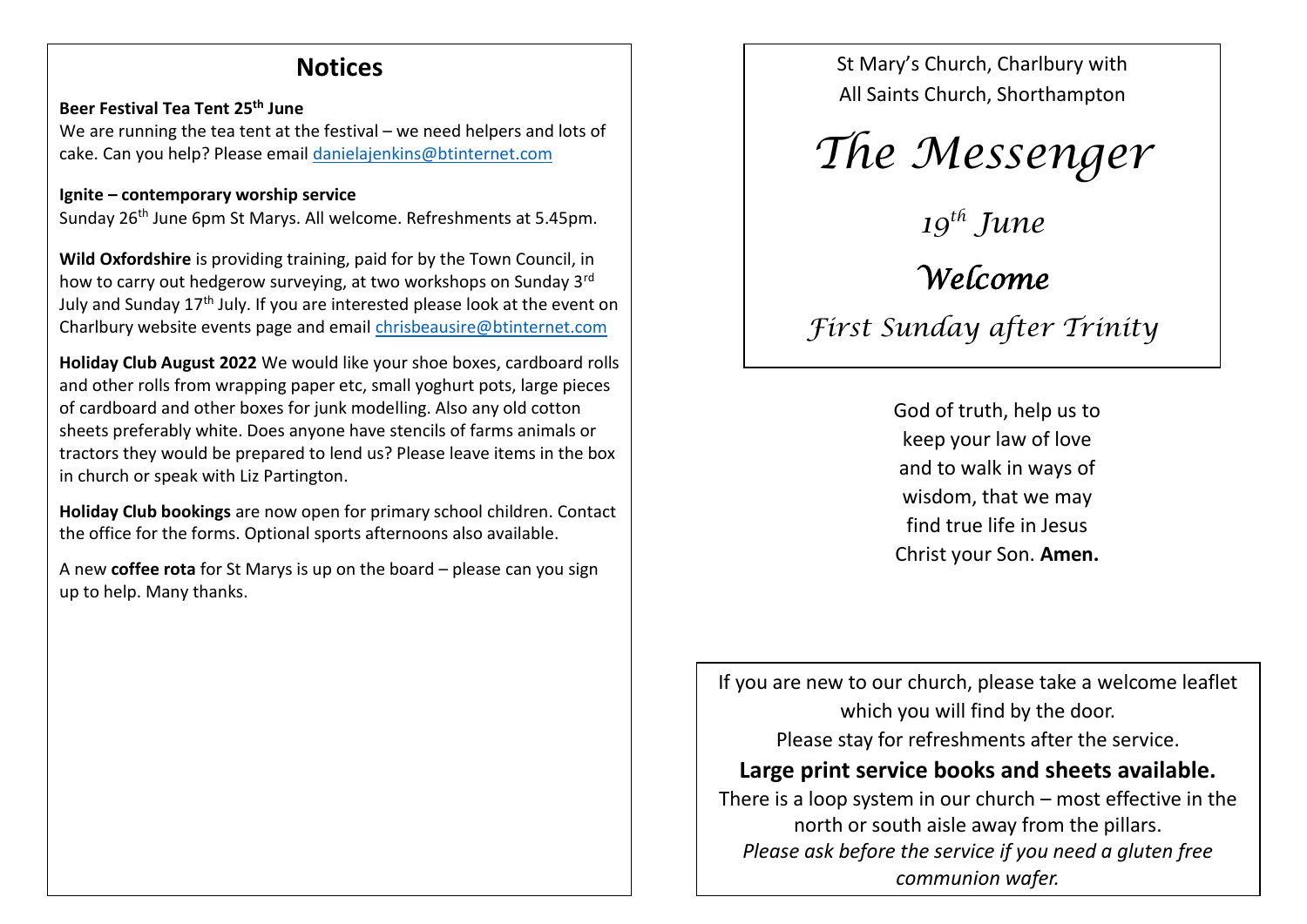## Notices

**Beer Festival Tea Tent 25th June**
We are running the tea tent at the festival – we need helpers and lots of cake. Can you help? Please email danielajenkins@btinternet.com

**Ignite – contemporary worship service**
Sunday 26th June 6pm St Marys. All welcome. Refreshments at 5.45pm.

**Wild Oxfordshire** is providing training, paid for by the Town Council, in how to carry out hedgerow surveying, at two workshops on Sunday 3rd July and Sunday 17th July. If you are interested please look at the event on Charlbury website events page and email chrisbeausire@btinternet.com

**Holiday Club August 2022** We would like your shoe boxes, cardboard rolls and other rolls from wrapping paper etc, small yoghurt pots, large pieces of cardboard and other boxes for junk modelling. Also any old cotton sheets preferably white. Does anyone have stencils of farms animals or tractors they would be prepared to lend us? Please leave items in the box in church or speak with Liz Partington.

**Holiday Club bookings** are now open for primary school children. Contact the office for the forms. Optional sports afternoons also available.

A new **coffee rota** for St Marys is up on the board – please can you sign up to help. Many thanks.

St Mary's Church, Charlbury with
All Saints Church, Shorthampton

# *The Messenger*

*19th June*

## *Welcome*

*First Sunday after Trinity*

God of truth, help us to keep your law of love and to walk in ways of wisdom, that we may find true life in Jesus Christ your Son. **Amen.**

If you are new to our church, please take a welcome leaflet which you will find by the door.
Please stay for refreshments after the service.

**Large print service books and sheets available.**

There is a loop system in our church – most effective in the north or south aisle away from the pillars.

*Please ask before the service if you need a gluten free communion wafer.*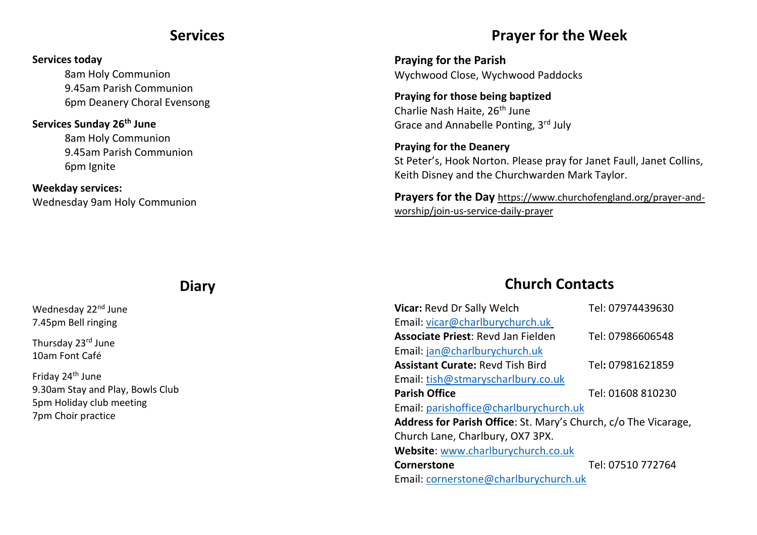## Services

**Services today**

8am Holy Communion
9.45am Parish Communion
6pm Deanery Choral Evensong

**Services Sunday 26th June**

8am Holy Communion
9.45am Parish Communion
6pm Ignite

**Weekday services:**
Wednesday 9am Holy Communion

## Diary

Wednesday 22nd June
7.45pm Bell ringing

Thursday 23rd June
10am Font Café

Friday 24th June
9.30am Stay and Play, Bowls Club
5pm Holiday club meeting
7pm Choir practice

## Prayer for the Week

**Praying for the Parish**
Wychwood Close, Wychwood Paddocks

**Praying for those being baptized**
Charlie Nash Haite, 26th June
Grace and Annabelle Ponting, 3rd July

**Praying for the Deanery**
St Peter's, Hook Norton. Please pray for Janet Faull, Janet Collins, Keith Disney and the Churchwarden Mark Taylor.

**Prayers for the Day** https://www.churchofengland.org/prayer-and-worship/join-us-service-daily-prayer

## Church Contacts

**Vicar:** Revd Dr Sally Welch Tel: 07974439630
Email: vicar@charlburychurch.uk
**Associate Priest**: Revd Jan Fielden Tel: 07986606548
Email: jan@charlburychurch.uk
**Assistant Curate:** Revd Tish Bird Tel**:** 07981621859
Email: tish@stmaryscharlbury.co.uk
**Parish Office** Tel: 01608 810230
Email: parishoffice@charlburychurch.uk
**Address for Parish Office**: St. Mary's Church, c/o The Vicarage, Church Lane, Charlbury, OX7 3PX.
**Website**: www.charlburychurch.co.uk
**Cornerstone** Tel: 07510 772764
Email: cornerstone@charlburychurch.uk